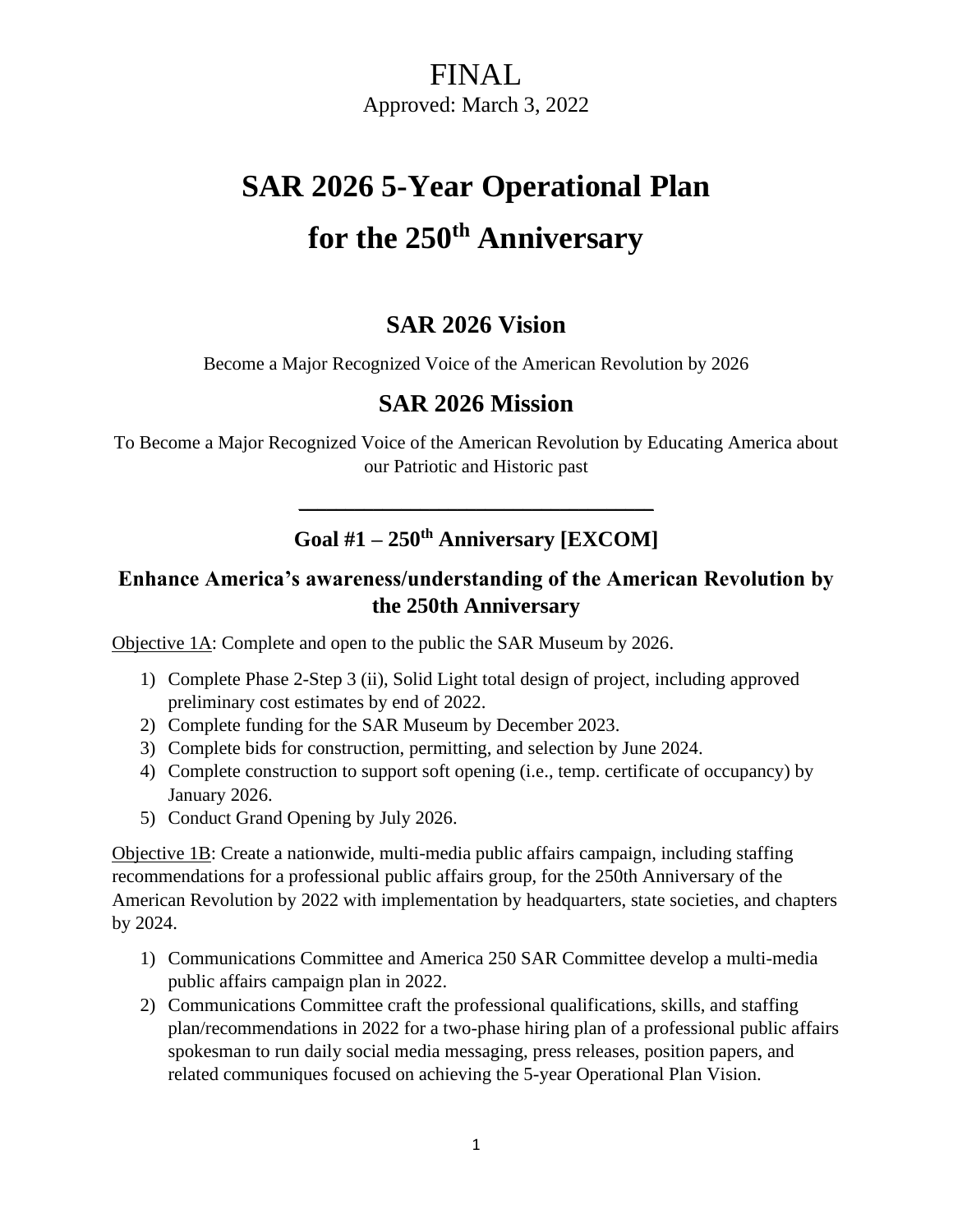FINAL

Approved: March 3, 2022

# SAR 2026 5-Year Operational Plan for the 250th Anniversary

## SAR 2026 Vision

Become a Major Recognized Voice of the American Revolution by 2026

## SAR 2026 Mission

To Become a Major Recognized Voice of the American Revolution by Educating America about our Patriotic and Historic past

---

## Goal #1 – 250th Anniversary [EXCOM]

### Enhance America's awareness/understanding of the American Revolution by the 250th Anniversary

Objective 1A: Complete and open to the public the SAR Museum by 2026.

1) Complete Phase 2-Step 3 (ii), Solid Light total design of project, including approved preliminary cost estimates by end of 2022.
2) Complete funding for the SAR Museum by December 2023.
3) Complete bids for construction, permitting, and selection by June 2024.
4) Complete construction to support soft opening (i.e., temp. certificate of occupancy) by January 2026.
5) Conduct Grand Opening by July 2026.

Objective 1B: Create a nationwide, multi-media public affairs campaign, including staffing recommendations for a professional public affairs group, for the 250th Anniversary of the American Revolution by 2022 with implementation by headquarters, state societies, and chapters by 2024.

1) Communications Committee and America 250 SAR Committee develop a multi-media public affairs campaign plan in 2022.
2) Communications Committee craft the professional qualifications, skills, and staffing plan/recommendations in 2022 for a two-phase hiring plan of a professional public affairs spokesman to run daily social media messaging, press releases, position papers, and related communiques focused on achieving the 5-year Operational Plan Vision.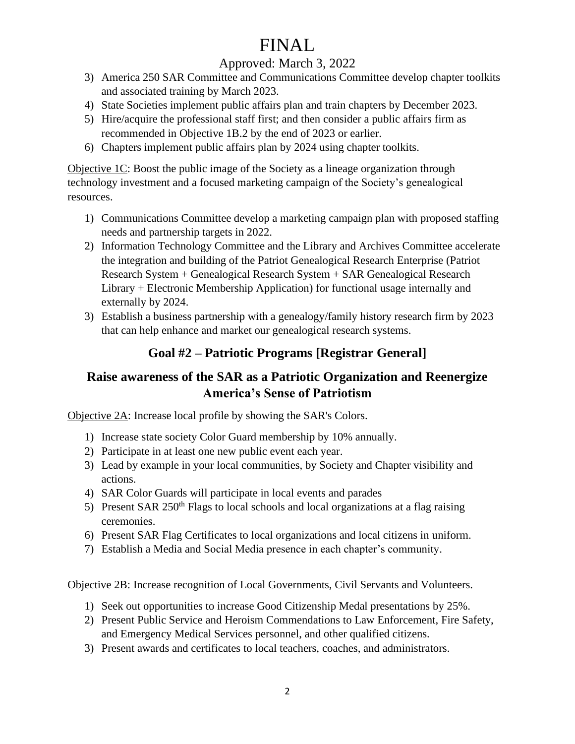# FINAL

Approved: March 3, 2022

3) America 250 SAR Committee and Communications Committee develop chapter toolkits and associated training by March 2023.
4) State Societies implement public affairs plan and train chapters by December 2023.
5) Hire/acquire the professional staff first; and then consider a public affairs firm as recommended in Objective 1B.2 by the end of 2023 or earlier.
6) Chapters implement public affairs plan by 2024 using chapter toolkits.

<u>Objective 1C</u>: Boost the public image of the Society as a lineage organization through technology investment and a focused marketing campaign of the Society's genealogical resources.

1) Communications Committee develop a marketing campaign plan with proposed staffing needs and partnership targets in 2022.
2) Information Technology Committee and the Library and Archives Committee accelerate the integration and building of the Patriot Genealogical Research Enterprise (Patriot Research System + Genealogical Research System + SAR Genealogical Research Library + Electronic Membership Application) for functional usage internally and externally by 2024.
3) Establish a business partnership with a genealogy/family history research firm by 2023 that can help enhance and market our genealogical research systems.

## Goal #2 – Patriotic Programs [Registrar General]

## Raise awareness of the SAR as a Patriotic Organization and Reenergize America's Sense of Patriotism

<u>Objective 2A</u>: Increase local profile by showing the SAR's Colors.

1) Increase state society Color Guard membership by 10% annually.
2) Participate in at least one new public event each year.
3) Lead by example in your local communities, by Society and Chapter visibility and actions.
4) SAR Color Guards will participate in local events and parades
5) Present SAR 250th Flags to local schools and local organizations at a flag raising ceremonies.
6) Present SAR Flag Certificates to local organizations and local citizens in uniform.
7) Establish a Media and Social Media presence in each chapter's community.

<u>Objective 2B</u>: Increase recognition of Local Governments, Civil Servants and Volunteers.

1) Seek out opportunities to increase Good Citizenship Medal presentations by 25%.
2) Present Public Service and Heroism Commendations to Law Enforcement, Fire Safety, and Emergency Medical Services personnel, and other qualified citizens.
3) Present awards and certificates to local teachers, coaches, and administrators.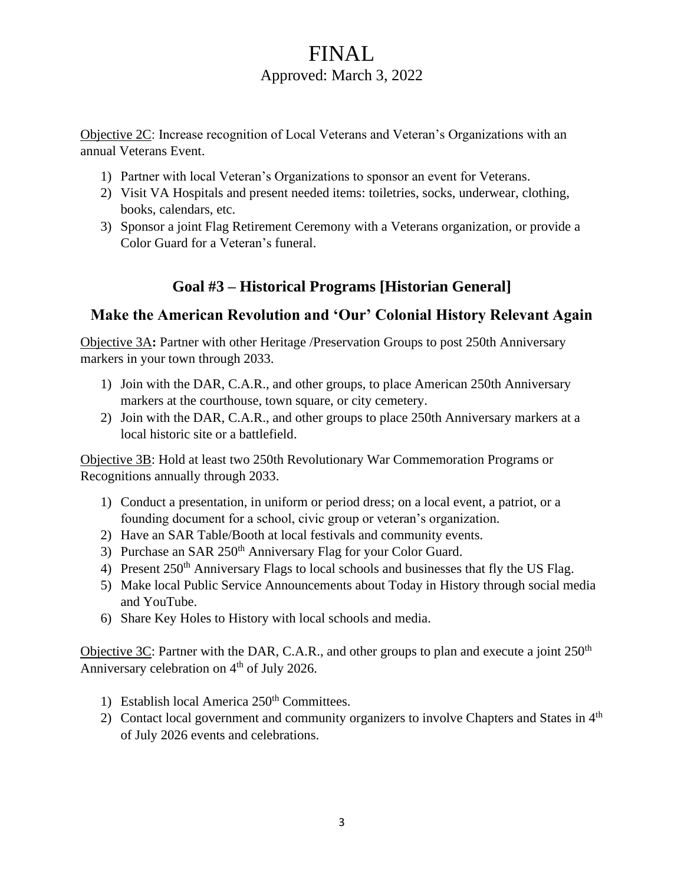# FINAL

Approved: March 3, 2022

Objective 2C: Increase recognition of Local Veterans and Veteran's Organizations with an annual Veterans Event.

1) Partner with local Veteran's Organizations to sponsor an event for Veterans.
2) Visit VA Hospitals and present needed items: toiletries, socks, underwear, clothing, books, calendars, etc.
3) Sponsor a joint Flag Retirement Ceremony with a Veterans organization, or provide a Color Guard for a Veteran's funeral.

## Goal #3 – Historical Programs [Historian General]

## Make the American Revolution and 'Our' Colonial History Relevant Again

Objective 3A**:** Partner with other Heritage /Preservation Groups to post 250th Anniversary markers in your town through 2033.

1) Join with the DAR, C.A.R., and other groups, to place American 250th Anniversary markers at the courthouse, town square, or city cemetery.
2) Join with the DAR, C.A.R., and other groups to place 250th Anniversary markers at a local historic site or a battlefield.

Objective 3B: Hold at least two 250th Revolutionary War Commemoration Programs or Recognitions annually through 2033.

1) Conduct a presentation, in uniform or period dress; on a local event, a patriot, or a founding document for a school, civic group or veteran's organization.
2) Have an SAR Table/Booth at local festivals and community events.
3) Purchase an SAR 250th Anniversary Flag for your Color Guard.
4) Present 250th Anniversary Flags to local schools and businesses that fly the US Flag.
5) Make local Public Service Announcements about Today in History through social media and YouTube.
6) Share Key Holes to History with local schools and media.

Objective 3C: Partner with the DAR, C.A.R., and other groups to plan and execute a joint 250th Anniversary celebration on 4th of July 2026.

1) Establish local America 250th Committees.
2) Contact local government and community organizers to involve Chapters and States in 4th of July 2026 events and celebrations.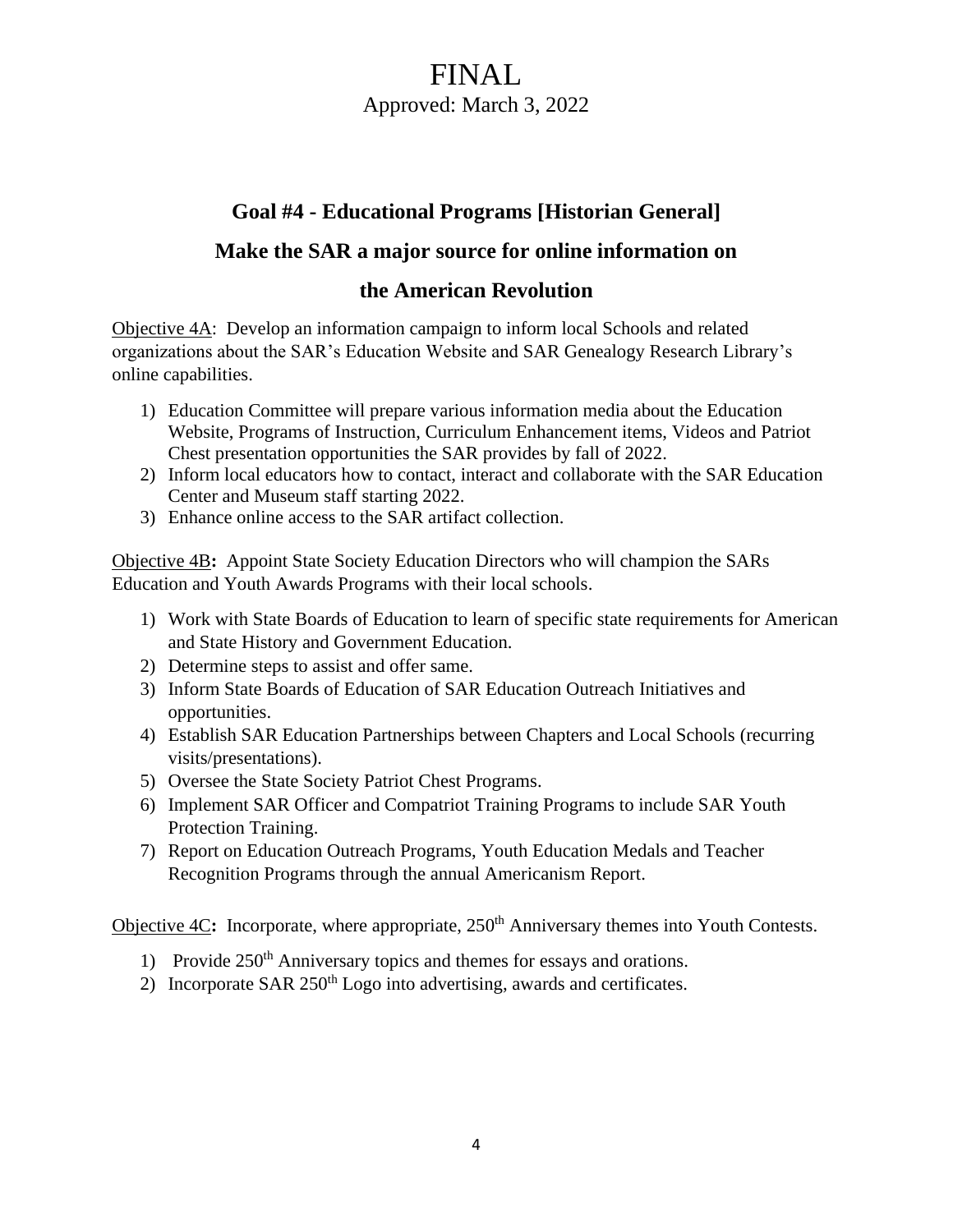# FINAL

Approved: March 3, 2022

## Goal #4 - Educational Programs [Historian General]

## Make the SAR a major source for online information on the American Revolution

Objective 4A: Develop an information campaign to inform local Schools and related organizations about the SAR's Education Website and SAR Genealogy Research Library's online capabilities.

1) Education Committee will prepare various information media about the Education Website, Programs of Instruction, Curriculum Enhancement items, Videos and Patriot Chest presentation opportunities the SAR provides by fall of 2022.
2) Inform local educators how to contact, interact and collaborate with the SAR Education Center and Museum staff starting 2022.
3) Enhance online access to the SAR artifact collection.

Objective 4B**:** Appoint State Society Education Directors who will champion the SARs Education and Youth Awards Programs with their local schools.

1) Work with State Boards of Education to learn of specific state requirements for American and State History and Government Education.
2) Determine steps to assist and offer same.
3) Inform State Boards of Education of SAR Education Outreach Initiatives and opportunities.
4) Establish SAR Education Partnerships between Chapters and Local Schools (recurring visits/presentations).
5) Oversee the State Society Patriot Chest Programs.
6) Implement SAR Officer and Compatriot Training Programs to include SAR Youth Protection Training.
7) Report on Education Outreach Programs, Youth Education Medals and Teacher Recognition Programs through the annual Americanism Report.

Objective 4C**:** Incorporate, where appropriate, 250th Anniversary themes into Youth Contests.

1) Provide 250th Anniversary topics and themes for essays and orations.
2) Incorporate SAR 250th Logo into advertising, awards and certificates.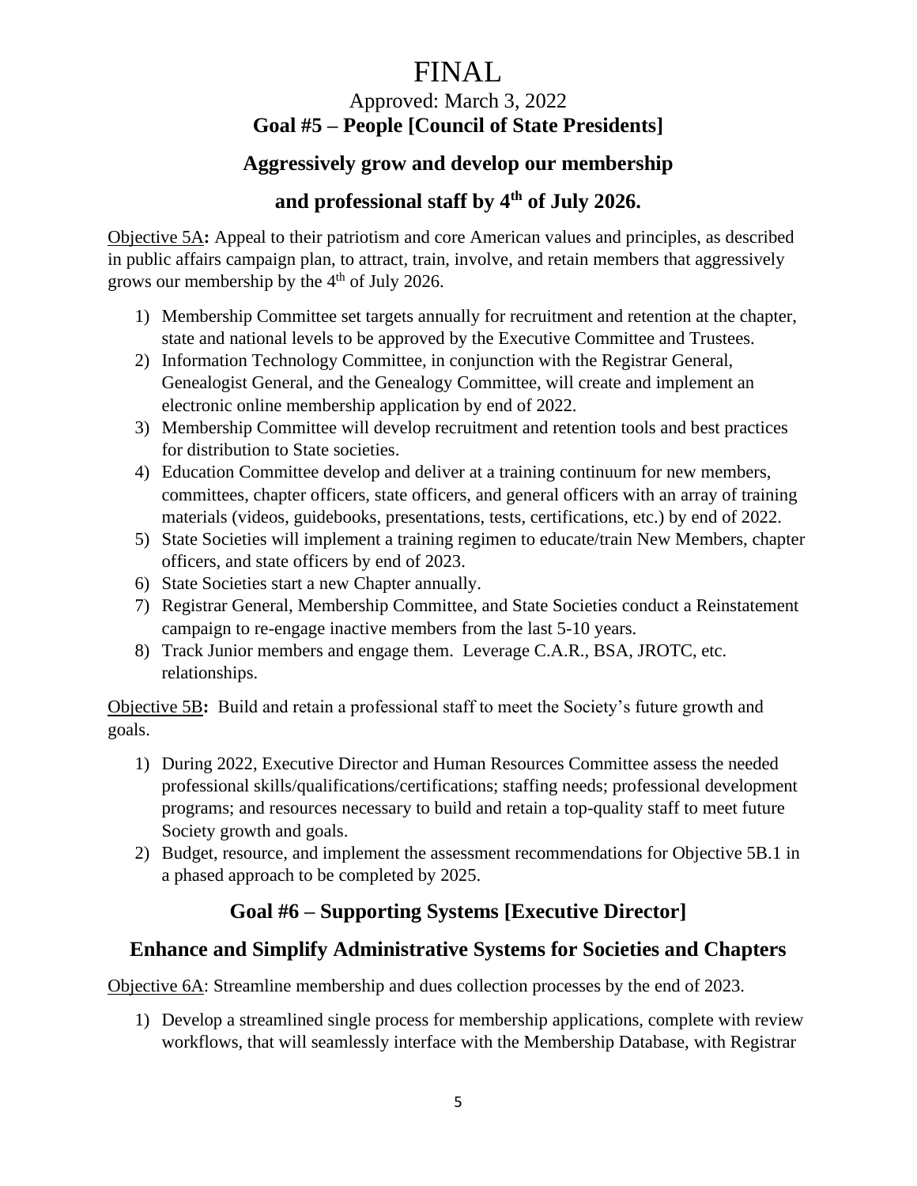# FINAL

Approved: March 3, 2022

## Goal #5 – People [Council of State Presidents]

### Aggressively grow and develop our membership and professional staff by 4th of July 2026.

Objective 5A: Appeal to their patriotism and core American values and principles, as described in public affairs campaign plan, to attract, train, involve, and retain members that aggressively grows our membership by the 4th of July 2026.

1) Membership Committee set targets annually for recruitment and retention at the chapter, state and national levels to be approved by the Executive Committee and Trustees.
2) Information Technology Committee, in conjunction with the Registrar General, Genealogist General, and the Genealogy Committee, will create and implement an electronic online membership application by end of 2022.
3) Membership Committee will develop recruitment and retention tools and best practices for distribution to State societies.
4) Education Committee develop and deliver at a training continuum for new members, committees, chapter officers, state officers, and general officers with an array of training materials (videos, guidebooks, presentations, tests, certifications, etc.) by end of 2022.
5) State Societies will implement a training regimen to educate/train New Members, chapter officers, and state officers by end of 2023.
6) State Societies start a new Chapter annually.
7) Registrar General, Membership Committee, and State Societies conduct a Reinstatement campaign to re-engage inactive members from the last 5-10 years.
8) Track Junior members and engage them. Leverage C.A.R., BSA, JROTC, etc. relationships.

Objective 5B: Build and retain a professional staff to meet the Society's future growth and goals.

1) During 2022, Executive Director and Human Resources Committee assess the needed professional skills/qualifications/certifications; staffing needs; professional development programs; and resources necessary to build and retain a top-quality staff to meet future Society growth and goals.
2) Budget, resource, and implement the assessment recommendations for Objective 5B.1 in a phased approach to be completed by 2025.

## Goal #6 – Supporting Systems [Executive Director]

### Enhance and Simplify Administrative Systems for Societies and Chapters

Objective 6A: Streamline membership and dues collection processes by the end of 2023.

1) Develop a streamlined single process for membership applications, complete with review workflows, that will seamlessly interface with the Membership Database, with Registrar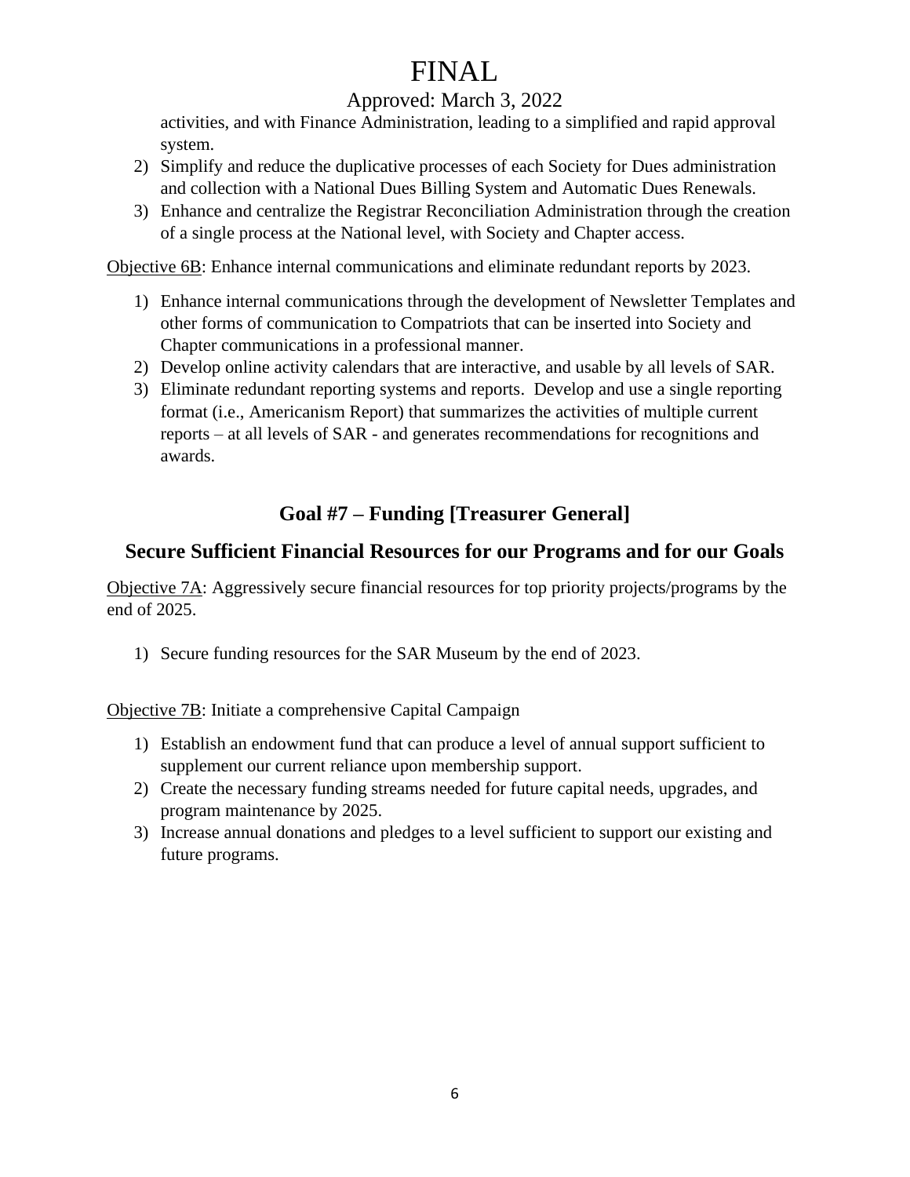activities, and with Finance Administration, leading to a simplified and rapid approval system.

2) Simplify and reduce the duplicative processes of each Society for Dues administration and collection with a National Dues Billing System and Automatic Dues Renewals.
3) Enhance and centralize the Registrar Reconciliation Administration through the creation of a single process at the National level, with Society and Chapter access.

Objective 6B: Enhance internal communications and eliminate redundant reports by 2023.

1) Enhance internal communications through the development of Newsletter Templates and other forms of communication to Compatriots that can be inserted into Society and Chapter communications in a professional manner.
2) Develop online activity calendars that are interactive, and usable by all levels of SAR.
3) Eliminate redundant reporting systems and reports. Develop and use a single reporting format (i.e., Americanism Report) that summarizes the activities of multiple current reports – at all levels of SAR - and generates recommendations for recognitions and awards.

## Goal #7 – Funding [Treasurer General]

## Secure Sufficient Financial Resources for our Programs and for our Goals

Objective 7A: Aggressively secure financial resources for top priority projects/programs by the end of 2025.

1) Secure funding resources for the SAR Museum by the end of 2023.

Objective 7B: Initiate a comprehensive Capital Campaign

1) Establish an endowment fund that can produce a level of annual support sufficient to supplement our current reliance upon membership support.
2) Create the necessary funding streams needed for future capital needs, upgrades, and program maintenance by 2025.
3) Increase annual donations and pledges to a level sufficient to support our existing and future programs.